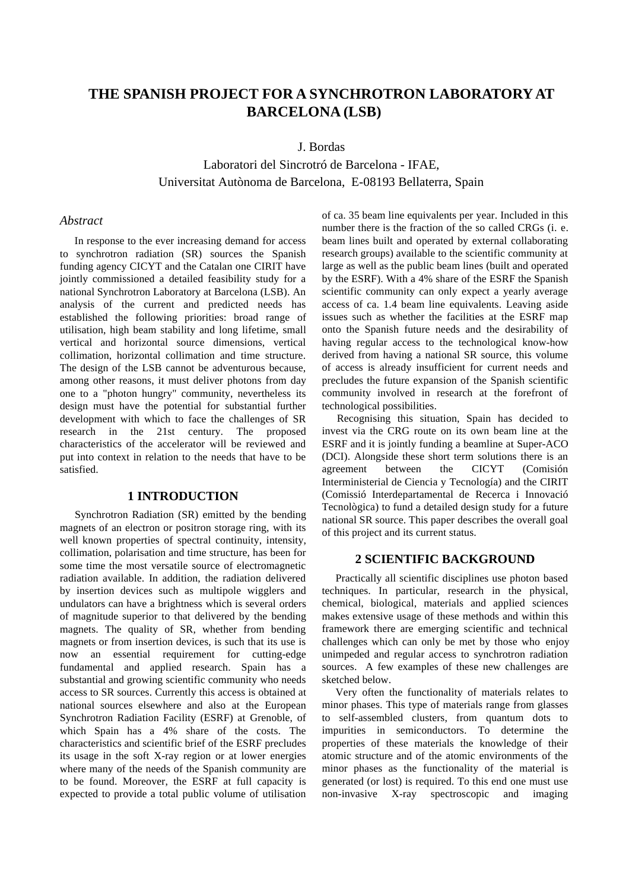# THE SPANISH PROJECT FOR A SYNCHROTRON LABORATORY AT BARCELONA (LSB)

J. Bordas

Laboratori del Sincrotró de Barcelona - IFAE,
Universitat Autònoma de Barcelona, E-08193 Bellaterra, Spain

### *Abstract*

In response to the ever increasing demand for access to synchrotron radiation (SR) sources the Spanish funding agency CICYT and the Catalan one CIRIT have jointly commissioned a detailed feasibility study for a national Synchrotron Laboratory at Barcelona (LSB). An analysis of the current and predicted needs has established the following priorities: broad range of utilisation, high beam stability and long lifetime, small vertical and horizontal source dimensions, vertical collimation, horizontal collimation and time structure. The design of the LSB cannot be adventurous because, among other reasons, it must deliver photons from day one to a "photon hungry" community, nevertheless its design must have the potential for substantial further development with which to face the challenges of SR research in the 21st century. The proposed characteristics of the accelerator will be reviewed and put into context in relation to the needs that have to be satisfied.

## 1 INTRODUCTION

Synchrotron Radiation (SR) emitted by the bending magnets of an electron or positron storage ring, with its well known properties of spectral continuity, intensity, collimation, polarisation and time structure, has been for some time the most versatile source of electromagnetic radiation available. In addition, the radiation delivered by insertion devices such as multipole wigglers and undulators can have a brightness which is several orders of magnitude superior to that delivered by the bending magnets. The quality of SR, whether from bending magnets or from insertion devices, is such that its use is now an essential requirement for cutting-edge fundamental and applied research. Spain has a substantial and growing scientific community who needs access to SR sources. Currently this access is obtained at national sources elsewhere and also at the European Synchrotron Radiation Facility (ESRF) at Grenoble, of which Spain has a 4% share of the costs. The characteristics and scientific brief of the ESRF precludes its usage in the soft X-ray region or at lower energies where many of the needs of the Spanish community are to be found. Moreover, the ESRF at full capacity is expected to provide a total public volume of utilisation of ca. 35 beam line equivalents per year. Included in this number there is the fraction of the so called CRGs (i. e. beam lines built and operated by external collaborating research groups) available to the scientific community at large as well as the public beam lines (built and operated by the ESRF). With a 4% share of the ESRF the Spanish scientific community can only expect a yearly average access of ca. 1.4 beam line equivalents. Leaving aside issues such as whether the facilities at the ESRF map onto the Spanish future needs and the desirability of having regular access to the technological know-how derived from having a national SR source, this volume of access is already insufficient for current needs and precludes the future expansion of the Spanish scientific community involved in research at the forefront of technological possibilities.

Recognising this situation, Spain has decided to invest via the CRG route on its own beam line at the ESRF and it is jointly funding a beamline at Super-ACO (DCI). Alongside these short term solutions there is an agreement between the CICYT (Comisión Interministerial de Ciencia y Tecnología) and the CIRIT (Comissió Interdepartamental de Recerca i Innovació Tecnològica) to fund a detailed design study for a future national SR source. This paper describes the overall goal of this project and its current status.

## 2 SCIENTIFIC BACKGROUND

Practically all scientific disciplines use photon based techniques. In particular, research in the physical, chemical, biological, materials and applied sciences makes extensive usage of these methods and within this framework there are emerging scientific and technical challenges which can only be met by those who enjoy unimpeded and regular access to synchrotron radiation sources. A few examples of these new challenges are sketched below.

Very often the functionality of materials relates to minor phases. This type of materials range from glasses to self-assembled clusters, from quantum dots to impurities in semiconductors. To determine the properties of these materials the knowledge of their atomic structure and of the atomic environments of the minor phases as the functionality of the material is generated (or lost) is required. To this end one must use non-invasive X-ray spectroscopic and imaging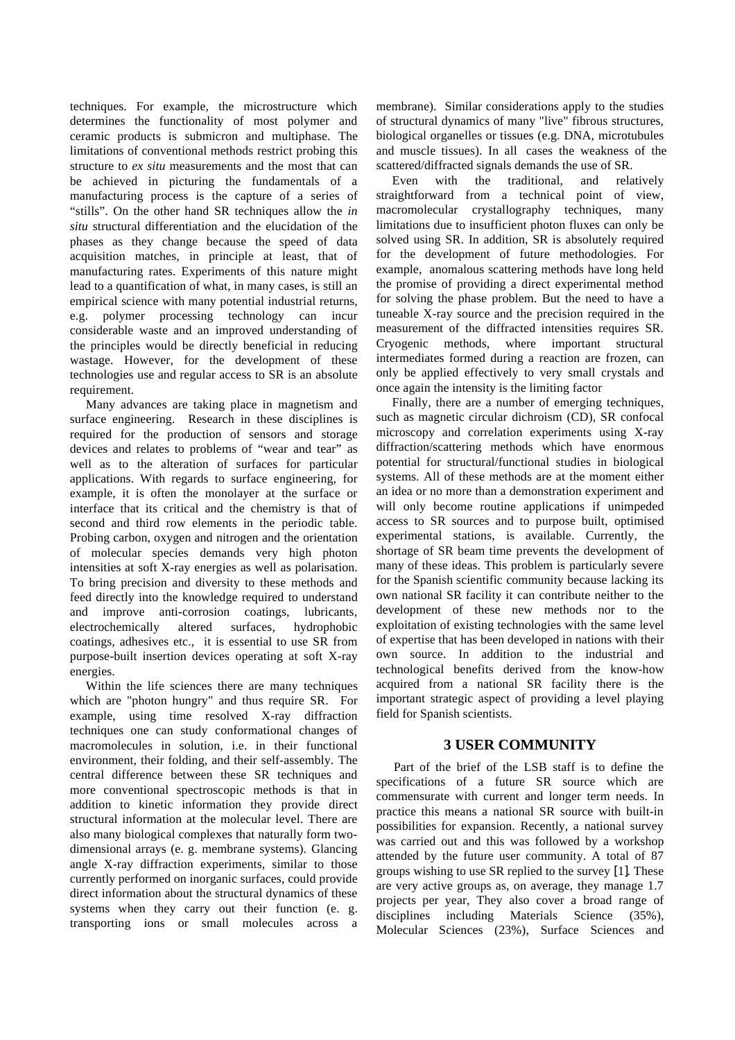techniques. For example, the microstructure which determines the functionality of most polymer and ceramic products is submicron and multiphase. The limitations of conventional methods restrict probing this structure to *ex situ* measurements and the most that can be achieved in picturing the fundamentals of a manufacturing process is the capture of a series of "stills". On the other hand SR techniques allow the *in situ* structural differentiation and the elucidation of the phases as they change because the speed of data acquisition matches, in principle at least, that of manufacturing rates. Experiments of this nature might lead to a quantification of what, in many cases, is still an empirical science with many potential industrial returns, e.g. polymer processing technology can incur considerable waste and an improved understanding of the principles would be directly beneficial in reducing wastage. However, for the development of these technologies use and regular access to SR is an absolute requirement.

Many advances are taking place in magnetism and surface engineering. Research in these disciplines is required for the production of sensors and storage devices and relates to problems of "wear and tear" as well as to the alteration of surfaces for particular applications. With regards to surface engineering, for example, it is often the monolayer at the surface or interface that its critical and the chemistry is that of second and third row elements in the periodic table. Probing carbon, oxygen and nitrogen and the orientation of molecular species demands very high photon intensities at soft X-ray energies as well as polarisation. To bring precision and diversity to these methods and feed directly into the knowledge required to understand and improve anti-corrosion coatings, lubricants, electrochemically altered surfaces, hydrophobic coatings, adhesives etc., it is essential to use SR from purpose-built insertion devices operating at soft X-ray energies.

Within the life sciences there are many techniques which are "photon hungry" and thus require SR. For example, using time resolved X-ray diffraction techniques one can study conformational changes of macromolecules in solution, i.e. in their functional environment, their folding, and their self-assembly. The central difference between these SR techniques and more conventional spectroscopic methods is that in addition to kinetic information they provide direct structural information at the molecular level. There are also many biological complexes that naturally form two-dimensional arrays (e. g. membrane systems). Glancing angle X-ray diffraction experiments, similar to those currently performed on inorganic surfaces, could provide direct information about the structural dynamics of these systems when they carry out their function (e. g. transporting ions or small molecules across a membrane). Similar considerations apply to the studies of structural dynamics of many "live" fibrous structures, biological organelles or tissues (e.g. DNA, microtubules and muscle tissues). In all cases the weakness of the scattered/diffracted signals demands the use of SR.

Even with the traditional, and relatively straightforward from a technical point of view, macromolecular crystallography techniques, many limitations due to insufficient photon fluxes can only be solved using SR. In addition, SR is absolutely required for the development of future methodologies. For example, anomalous scattering methods have long held the promise of providing a direct experimental method for solving the phase problem. But the need to have a tuneable X-ray source and the precision required in the measurement of the diffracted intensities requires SR. Cryogenic methods, where important structural intermediates formed during a reaction are frozen, can only be applied effectively to very small crystals and once again the intensity is the limiting factor

Finally, there are a number of emerging techniques, such as magnetic circular dichroism (CD), SR confocal microscopy and correlation experiments using X-ray diffraction/scattering methods which have enormous potential for structural/functional studies in biological systems. All of these methods are at the moment either an idea or no more than a demonstration experiment and will only become routine applications if unimpeded access to SR sources and to purpose built, optimised experimental stations, is available. Currently, the shortage of SR beam time prevents the development of many of these ideas. This problem is particularly severe for the Spanish scientific community because lacking its own national SR facility it can contribute neither to the development of these new methods nor to the exploitation of existing technologies with the same level of expertise that has been developed in nations with their own source. In addition to the industrial and technological benefits derived from the know-how acquired from a national SR facility there is the important strategic aspect of providing a level playing field for Spanish scientists.

## 3 USER COMMUNITY

Part of the brief of the LSB staff is to define the specifications of a future SR source which are commensurate with current and longer term needs. In practice this means a national SR source with built-in possibilities for expansion. Recently, a national survey was carried out and this was followed by a workshop attended by the future user community. A total of 87 groups wishing to use SR replied to the survey [1]. These are very active groups as, on average, they manage 1.7 projects per year, They also cover a broad range of disciplines including Materials Science (35%), Molecular Sciences (23%), Surface Sciences and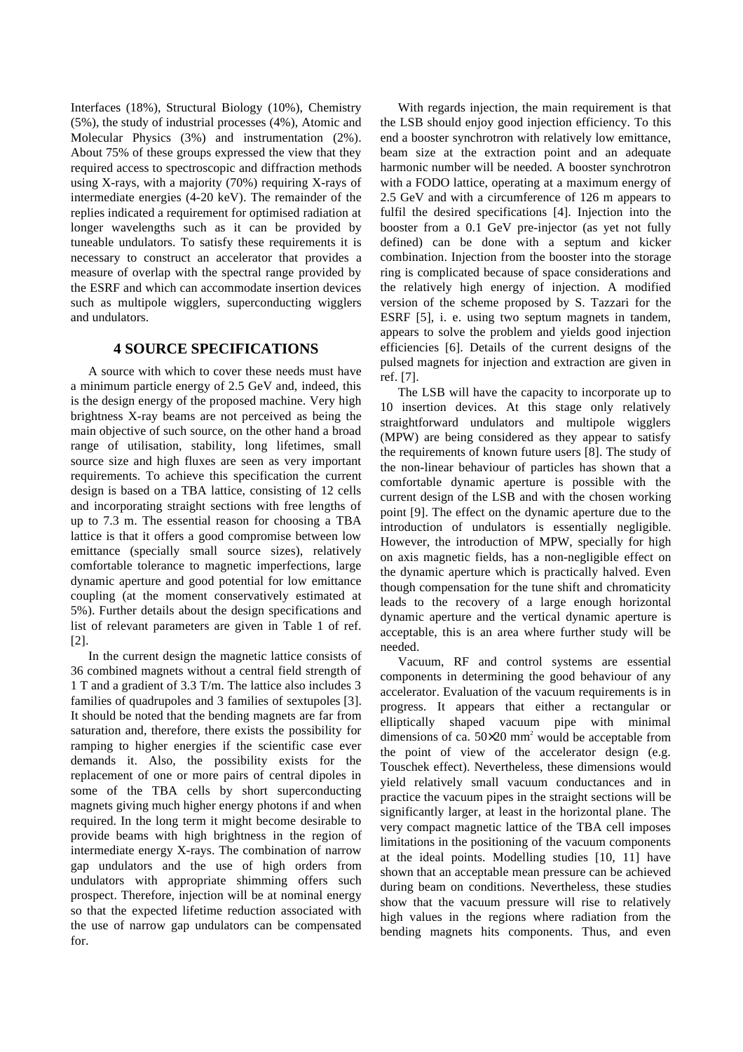Interfaces (18%), Structural Biology (10%), Chemistry (5%), the study of industrial processes (4%), Atomic and Molecular Physics (3%) and instrumentation (2%). About 75% of these groups expressed the view that they required access to spectroscopic and diffraction methods using X-rays, with a majority (70%) requiring X-rays of intermediate energies (4-20 keV). The remainder of the replies indicated a requirement for optimised radiation at longer wavelengths such as it can be provided by tuneable undulators. To satisfy these requirements it is necessary to construct an accelerator that provides a measure of overlap with the spectral range provided by the ESRF and which can accommodate insertion devices such as multipole wigglers, superconducting wigglers and undulators.

## 4 SOURCE SPECIFICATIONS

A source with which to cover these needs must have a minimum particle energy of 2.5 GeV and, indeed, this is the design energy of the proposed machine. Very high brightness X-ray beams are not perceived as being the main objective of such source, on the other hand a broad range of utilisation, stability, long lifetimes, small source size and high fluxes are seen as very important requirements. To achieve this specification the current design is based on a TBA lattice, consisting of 12 cells and incorporating straight sections with free lengths of up to 7.3 m. The essential reason for choosing a TBA lattice is that it offers a good compromise between low emittance (specially small source sizes), relatively comfortable tolerance to magnetic imperfections, large dynamic aperture and good potential for low emittance coupling (at the moment conservatively estimated at 5%). Further details about the design specifications and list of relevant parameters are given in Table 1 of ref. [2].

In the current design the magnetic lattice consists of 36 combined magnets without a central field strength of 1 T and a gradient of 3.3 T/m. The lattice also includes 3 families of quadrupoles and 3 families of sextupoles [3]. It should be noted that the bending magnets are far from saturation and, therefore, there exists the possibility for ramping to higher energies if the scientific case ever demands it. Also, the possibility exists for the replacement of one or more pairs of central dipoles in some of the TBA cells by short superconducting magnets giving much higher energy photons if and when required. In the long term it might become desirable to provide beams with high brightness in the region of intermediate energy X-rays. The combination of narrow gap undulators and the use of high orders from undulators with appropriate shimming offers such prospect. Therefore, injection will be at nominal energy so that the expected lifetime reduction associated with the use of narrow gap undulators can be compensated for.

With regards injection, the main requirement is that the LSB should enjoy good injection efficiency. To this end a booster synchrotron with relatively low emittance, beam size at the extraction point and an adequate harmonic number will be needed. A booster synchrotron with a FODO lattice, operating at a maximum energy of 2.5 GeV and with a circumference of 126 m appears to fulfil the desired specifications [4]. Injection into the booster from a 0.1 GeV pre-injector (as yet not fully defined) can be done with a septum and kicker combination. Injection from the booster into the storage ring is complicated because of space considerations and the relatively high energy of injection. A modified version of the scheme proposed by S. Tazzari for the ESRF [5], i. e. using two septum magnets in tandem, appears to solve the problem and yields good injection efficiencies [6]. Details of the current designs of the pulsed magnets for injection and extraction are given in ref. [7].

The LSB will have the capacity to incorporate up to 10 insertion devices. At this stage only relatively straightforward undulators and multipole wigglers (MPW) are being considered as they appear to satisfy the requirements of known future users [8]. The study of the non-linear behaviour of particles has shown that a comfortable dynamic aperture is possible with the current design of the LSB and with the chosen working point [9]. The effect on the dynamic aperture due to the introduction of undulators is essentially negligible. However, the introduction of MPW, specially for high on axis magnetic fields, has a non-negligible effect on the dynamic aperture which is practically halved. Even though compensation for the tune shift and chromaticity leads to the recovery of a large enough horizontal dynamic aperture and the vertical dynamic aperture is acceptable, this is an area where further study will be needed.

Vacuum, RF and control systems are essential components in determining the good behaviour of any accelerator. Evaluation of the vacuum requirements is in progress. It appears that either a rectangular or elliptically shaped vacuum pipe with minimal dimensions of ca. $50 \times 20$ mm$^2$ would be acceptable from the point of view of the accelerator design (e.g. Touschek effect). Nevertheless, these dimensions would yield relatively small vacuum conductances and in practice the vacuum pipes in the straight sections will be significantly larger, at least in the horizontal plane. The very compact magnetic lattice of the TBA cell imposes limitations in the positioning of the vacuum components at the ideal points. Modelling studies [10, 11] have shown that an acceptable mean pressure can be achieved during beam on conditions. Nevertheless, these studies show that the vacuum pressure will rise to relatively high values in the regions where radiation from the bending magnets hits components. Thus, and even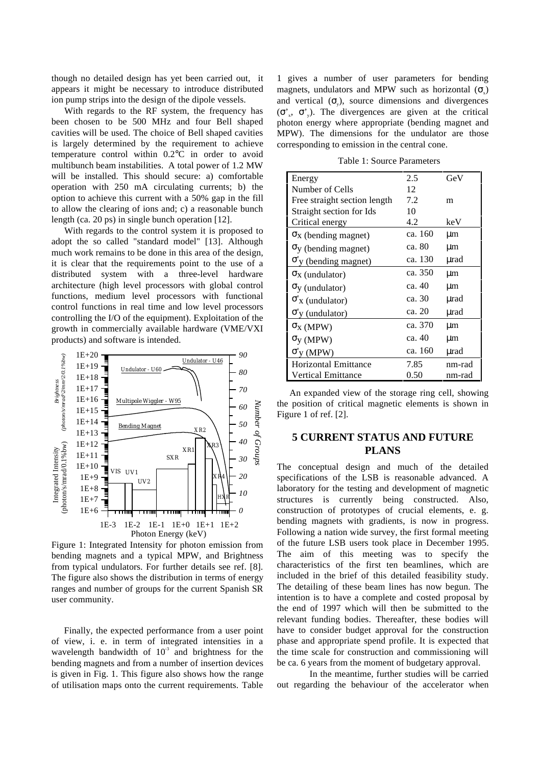though no detailed design has yet been carried out, it appears it might be necessary to introduce distributed ion pump strips into the design of the dipole vessels.

With regards to the RF system, the frequency has been chosen to be 500 MHz and four Bell shaped cavities will be used. The choice of Bell shaped cavities is largely determined by the requirement to achieve temperature control within 0.2°C in order to avoid multibunch beam instabilities. A total power of 1.2 MW will be installed. This should secure: a) comfortable operation with 250 mA circulating currents; b) the option to achieve this current with a 50% gap in the fill to allow the clearing of ions and; c) a reasonable bunch length (ca. 20 ps) in single bunch operation [12].

With regards to the control system it is proposed to adopt the so called "standard model" [13]. Although much work remains to be done in this area of the design, it is clear that the requirements point to the use of a distributed system with a three-level hardware architecture (high level processors with global control functions, medium level processors with functional control functions in real time and low level processors controlling the I/O of the equipment). Exploitation of the growth in commercially available hardware (VME/VXI products) and software is intended.

Figure 1: Integrated Intensity for photon emission from bending magnets and a typical MPW, and Brightness from typical undulators. For further details see ref. [8]. The figure also shows the distribution in terms of energy ranges and number of groups for the current Spanish SR user community.

Finally, the expected performance from a user point of view, i. e. in term of integrated intensities in a wavelength bandwidth of $10^{-3}$ and brightness for the bending magnets and from a number of insertion devices is given in Fig. 1. This figure also shows how the range of utilisation maps onto the current requirements. Table 1 gives a number of user parameters for bending magnets, undulators and MPW such as horizontal ($\sigma_x$) and vertical ($\sigma_y$), source dimensions and divergences ($\sigma'_x$, $\sigma'_y$). The divergences are given at the critical photon energy where appropriate (bending magnet and MPW). The dimensions for the undulator are those corresponding to emission in the central cone.

Table 1: Source Parameters

| | | |
|---|---|---|
| Energy | 2.5 | GeV |
| Number of Cells | 12 | |
| Free straight section length | 7.2 | m |
| Straight section for Ids | 10 | |
| Critical energy | 4.2 | keV |
| $\sigma_x$ (bending magnet) | ca. 160 | μm |
| $\sigma_y$ (bending magnet) | ca. 80 | μm |
| $\sigma'_y$ (bending magnet) | ca. 130 | μrad |
| $\sigma_x$ (undulator) | ca. 350 | μm |
| $\sigma_y$ (undulator) | ca. 40 | μm |
| $\sigma'_x$ (undulator) | ca. 30 | μrad |
| $\sigma'_y$ (undulator) | ca. 20 | μrad |
| $\sigma_x$ (MPW) | ca. 370 | μm |
| $\sigma_y$ (MPW) | ca. 40 | μm |
| $\sigma'_y$ (MPW) | ca. 160 | μrad |
| Horizontal Emittance | 7.85 | nm-rad |
| Vertical Emittance | 0.50 | nm-rad |

An expanded view of the storage ring cell, showing the position of critical magnetic elements is shown in Figure 1 of ref. [2].

## 5 CURRENT STATUS AND FUTURE PLANS

The conceptual design and much of the detailed specifications of the LSB is reasonable advanced. A laboratory for the testing and development of magnetic structures is currently being constructed. Also, construction of prototypes of crucial elements, e. g. bending magnets with gradients, is now in progress. Following a nation wide survey, the first formal meeting of the future LSB users took place in December 1995. The aim of this meeting was to specify the characteristics of the first ten beamlines, which are included in the brief of this detailed feasibility study. The detailing of these beam lines has now begun. The intention is to have a complete and costed proposal by the end of 1997 which will then be submitted to the relevant funding bodies. Thereafter, these bodies will have to consider budget approval for the construction phase and appropriate spend profile. It is expected that the time scale for construction and commissioning will be ca. 6 years from the moment of budgetary approval.

In the meantime, further studies will be carried out regarding the behaviour of the accelerator when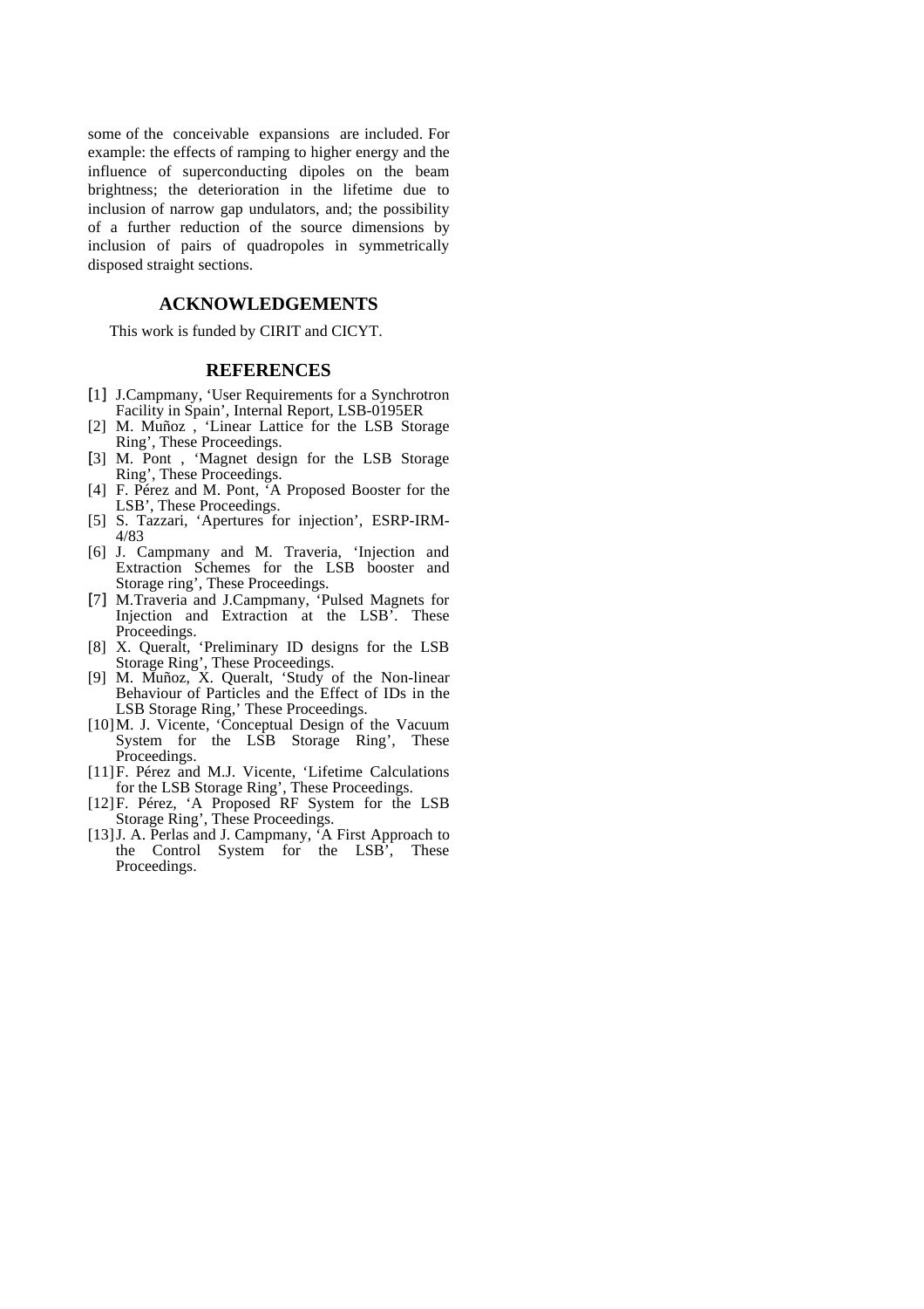some of the conceivable expansions are included. For example: the effects of ramping to higher energy and the influence of superconducting dipoles on the beam brightness; the deterioration in the lifetime due to inclusion of narrow gap undulators, and; the possibility of a further reduction of the source dimensions by inclusion of pairs of quadropoles in symmetrically disposed straight sections.

## ACKNOWLEDGEMENTS

This work is funded by CIRIT and CICYT.

## REFERENCES

[1] J.Campmany, 'User Requirements for a Synchrotron Facility in Spain', Internal Report, LSB-0195ER

[2] M. Muñoz , 'Linear Lattice for the LSB Storage Ring', These Proceedings.

[3] M. Pont , 'Magnet design for the LSB Storage Ring', These Proceedings.

[4] F. Pérez and M. Pont, 'A Proposed Booster for the LSB', These Proceedings.

[5] S. Tazzari, 'Apertures for injection', ESRP-IRM-4/83

[6] J. Campmany and M. Traveria, 'Injection and Extraction Schemes for the LSB booster and Storage ring', These Proceedings.

[7] M.Traveria and J.Campmany, 'Pulsed Magnets for Injection and Extraction at the LSB'. These Proceedings.

[8] X. Queralt, 'Preliminary ID designs for the LSB Storage Ring', These Proceedings.

[9] M. Muñoz, X. Queralt, 'Study of the Non-linear Behaviour of Particles and the Effect of IDs in the LSB Storage Ring,' These Proceedings.

[10] M. J. Vicente, 'Conceptual Design of the Vacuum System for the LSB Storage Ring', These Proceedings.

[11] F. Pérez and M.J. Vicente, 'Lifetime Calculations for the LSB Storage Ring', These Proceedings.

[12] F. Pérez, 'A Proposed RF System for the LSB Storage Ring', These Proceedings.

[13] J. A. Perlas and J. Campmany, 'A First Approach to the Control System for the LSB', These Proceedings.